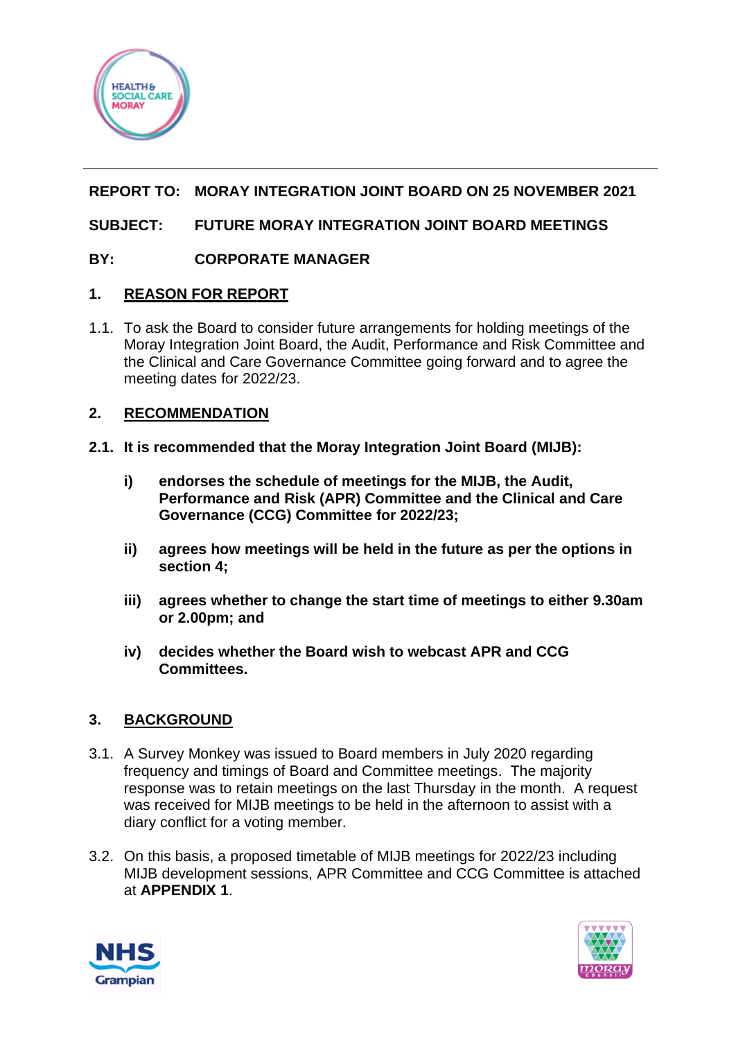**REPORT TO:** **MORAY INTEGRATION JOINT BOARD ON 25 NOVEMBER 2021**

**SUBJECT:** **FUTURE MORAY INTEGRATION JOINT BOARD MEETINGS**

**BY:** **CORPORATE MANAGER**

## 1. REASON FOR REPORT

1.1. To ask the Board to consider future arrangements for holding meetings of the Moray Integration Joint Board, the Audit, Performance and Risk Committee and the Clinical and Care Governance Committee going forward and to agree the meeting dates for 2022/23.

## 2. RECOMMENDATION

**2.1. It is recommended that the Moray Integration Joint Board (MIJB):**

**i) endorses the schedule of meetings for the MIJB, the Audit, Performance and Risk (APR) Committee and the Clinical and Care Governance (CCG) Committee for 2022/23;**

**ii) agrees how meetings will be held in the future as per the options in section 4;**

**iii) agrees whether to change the start time of meetings to either 9.30am or 2.00pm; and**

**iv) decides whether the Board wish to webcast APR and CCG Committees.**

## 3. BACKGROUND

3.1. A Survey Monkey was issued to Board members in July 2020 regarding frequency and timings of Board and Committee meetings. The majority response was to retain meetings on the last Thursday in the month. A request was received for MIJB meetings to be held in the afternoon to assist with a diary conflict for a voting member.

3.2. On this basis, a proposed timetable of MIJB meetings for 2022/23 including MIJB development sessions, APR Committee and CCG Committee is attached at **APPENDIX 1**.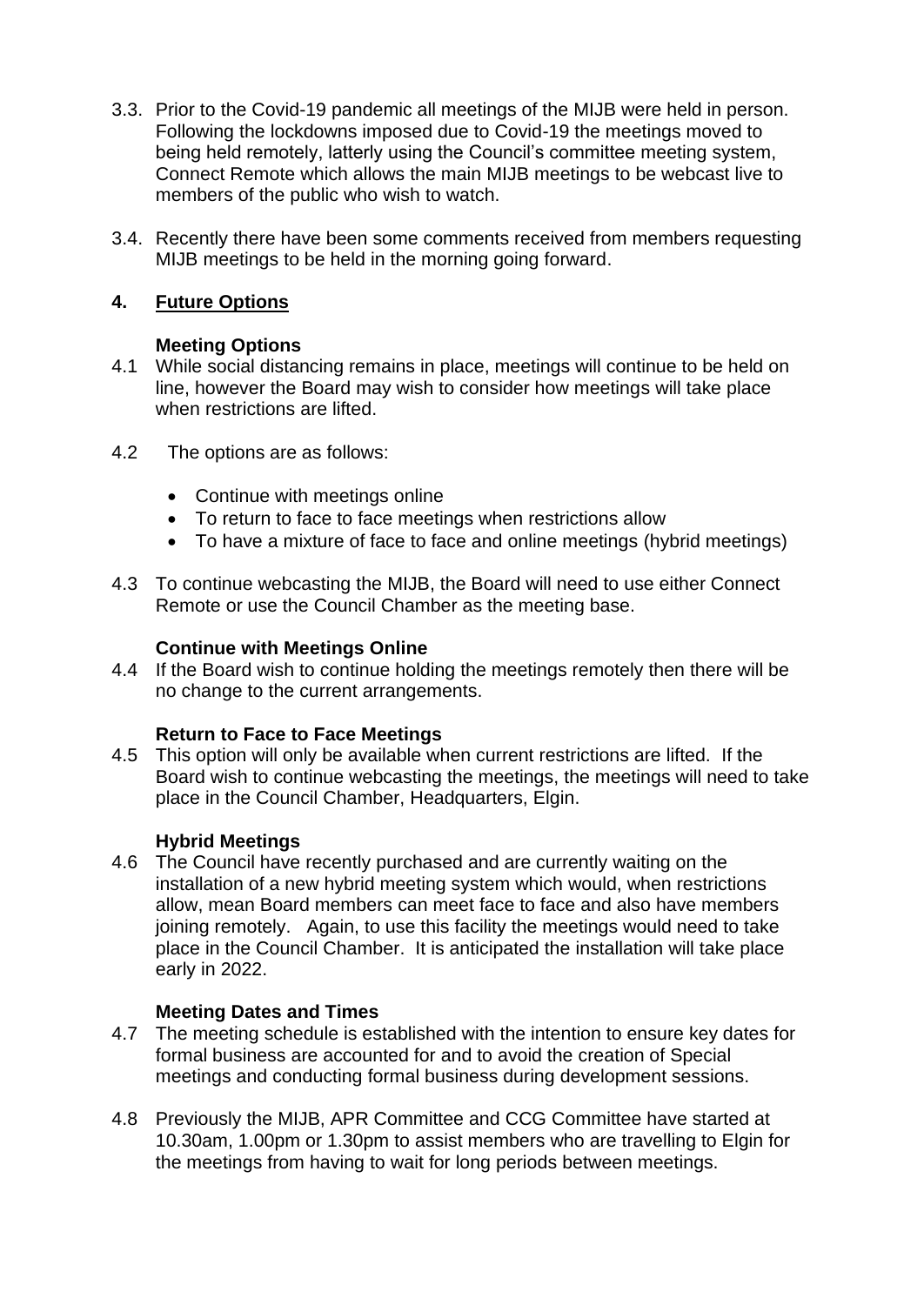3.3. Prior to the Covid-19 pandemic all meetings of the MIJB were held in person. Following the lockdowns imposed due to Covid-19 the meetings moved to being held remotely, latterly using the Council's committee meeting system, Connect Remote which allows the main MIJB meetings to be webcast live to members of the public who wish to watch.

3.4. Recently there have been some comments received from members requesting MIJB meetings to be held in the morning going forward.

## 4. Future Options

### Meeting Options

4.1 While social distancing remains in place, meetings will continue to be held on line, however the Board may wish to consider how meetings will take place when restrictions are lifted.

4.2 The options are as follows:

- Continue with meetings online
- To return to face to face meetings when restrictions allow
- To have a mixture of face to face and online meetings (hybrid meetings)

4.3 To continue webcasting the MIJB, the Board will need to use either Connect Remote or use the Council Chamber as the meeting base.

### Continue with Meetings Online

4.4 If the Board wish to continue holding the meetings remotely then there will be no change to the current arrangements.

### Return to Face to Face Meetings

4.5 This option will only be available when current restrictions are lifted. If the Board wish to continue webcasting the meetings, the meetings will need to take place in the Council Chamber, Headquarters, Elgin.

### Hybrid Meetings

4.6 The Council have recently purchased and are currently waiting on the installation of a new hybrid meeting system which would, when restrictions allow, mean Board members can meet face to face and also have members joining remotely. Again, to use this facility the meetings would need to take place in the Council Chamber. It is anticipated the installation will take place early in 2022.

### Meeting Dates and Times

4.7 The meeting schedule is established with the intention to ensure key dates for formal business are accounted for and to avoid the creation of Special meetings and conducting formal business during development sessions.

4.8 Previously the MIJB, APR Committee and CCG Committee have started at 10.30am, 1.00pm or 1.30pm to assist members who are travelling to Elgin for the meetings from having to wait for long periods between meetings.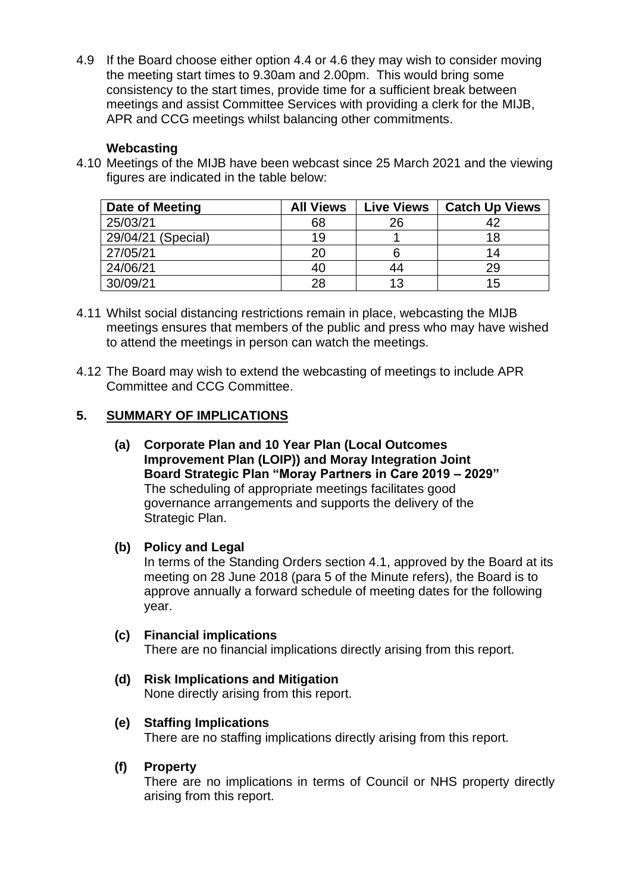4.9 If the Board choose either option 4.4 or 4.6 they may wish to consider moving the meeting start times to 9.30am and 2.00pm. This would bring some consistency to the start times, provide time for a sufficient break between meetings and assist Committee Services with providing a clerk for the MIJB, APR and CCG meetings whilst balancing other commitments.

**Webcasting**

4.10 Meetings of the MIJB have been webcast since 25 March 2021 and the viewing figures are indicated in the table below:

| Date of Meeting | All Views | Live Views | Catch Up Views |
|---|---|---|---|
| 25/03/21 | 68 | 26 | 42 |
| 29/04/21 (Special) | 19 | 1 | 18 |
| 27/05/21 | 20 | 6 | 14 |
| 24/06/21 | 40 | 44 | 29 |
| 30/09/21 | 28 | 13 | 15 |

4.11 Whilst social distancing restrictions remain in place, webcasting the MIJB meetings ensures that members of the public and press who may have wished to attend the meetings in person can watch the meetings.

4.12 The Board may wish to extend the webcasting of meetings to include APR Committee and CCG Committee.

## 5. SUMMARY OF IMPLICATIONS

**(a) Corporate Plan and 10 Year Plan (Local Outcomes Improvement Plan (LOIP)) and Moray Integration Joint Board Strategic Plan "Moray Partners in Care 2019 – 2029"**
The scheduling of appropriate meetings facilitates good governance arrangements and supports the delivery of the Strategic Plan.

**(b) Policy and Legal**
In terms of the Standing Orders section 4.1, approved by the Board at its meeting on 28 June 2018 (para 5 of the Minute refers), the Board is to approve annually a forward schedule of meeting dates for the following year.

**(c) Financial implications**
There are no financial implications directly arising from this report.

**(d) Risk Implications and Mitigation**
None directly arising from this report.

**(e) Staffing Implications**
There are no staffing implications directly arising from this report.

**(f) Property**
There are no implications in terms of Council or NHS property directly arising from this report.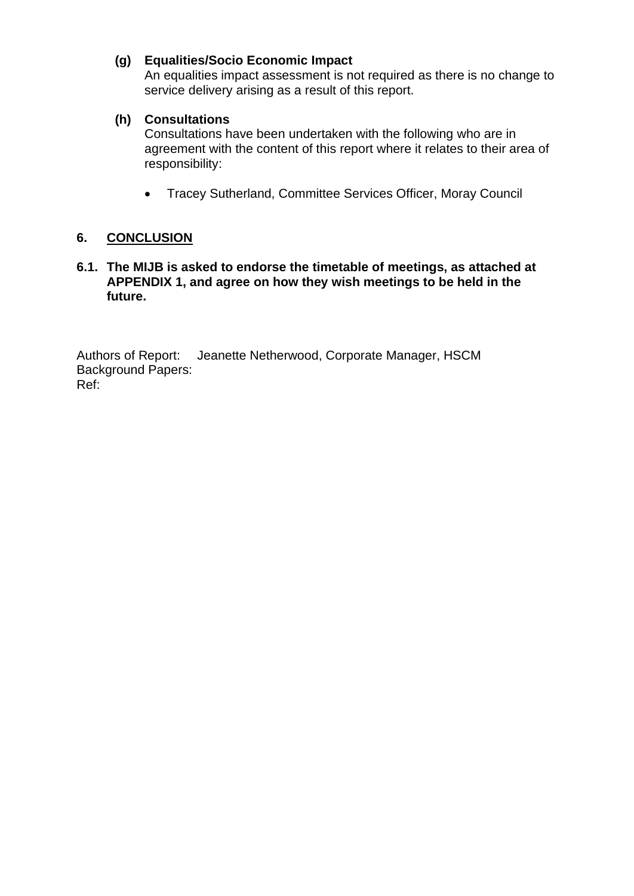**(g) Equalities/Socio Economic Impact**

An equalities impact assessment is not required as there is no change to service delivery arising as a result of this report.

**(h) Consultations**

Consultations have been undertaken with the following who are in agreement with the content of this report where it relates to their area of responsibility:

- Tracey Sutherland, Committee Services Officer, Moray Council

## 6. CONCLUSION

**6.1. The MIJB is asked to endorse the timetable of meetings, as attached at APPENDIX 1, and agree on how they wish meetings to be held in the future.**

Authors of Report: Jeanette Netherwood, Corporate Manager, HSCM
Background Papers:
Ref: